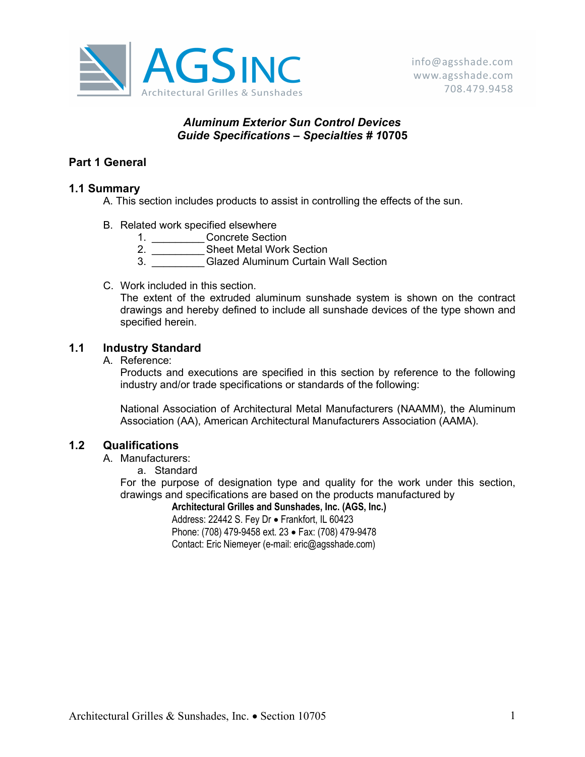AGS INC
Architectural Grilles & Sunshades

info@agsshade.com
www.agsshade.com
708.479.9458

***Aluminum Exterior Sun Control Devices***
***Guide Specifications – Specialties # 10705***

## Part 1 General

### 1.1 Summary

A. This section includes products to assist in controlling the effects of the sun.

B. Related work specified elsewhere
   1. _________ Concrete Section
   2. _________ Sheet Metal Work Section
   3. _________ Glazed Aluminum Curtain Wall Section

C. Work included in this section.
   The extent of the extruded aluminum sunshade system is shown on the contract drawings and hereby defined to include all sunshade devices of the type shown and specified herein.

### 1.1 Industry Standard

A. Reference:
   Products and executions are specified in this section by reference to the following industry and/or trade specifications or standards of the following:

   National Association of Architectural Metal Manufacturers (NAAMM), the Aluminum Association (AA), American Architectural Manufacturers Association (AAMA).

### 1.2 Qualifications

A. Manufacturers:
   a. Standard
   For the purpose of designation type and quality for the work under this section, drawings and specifications are based on the products manufactured by

   **Architectural Grilles and Sunshades, Inc. (AGS, Inc.)**
   Address: 22442 S. Fey Dr • Frankfort, IL 60423
   Phone: (708) 479-9458 ext. 23 • Fax: (708) 479-9478
   Contact: Eric Niemeyer (e-mail: eric@agsshade.com)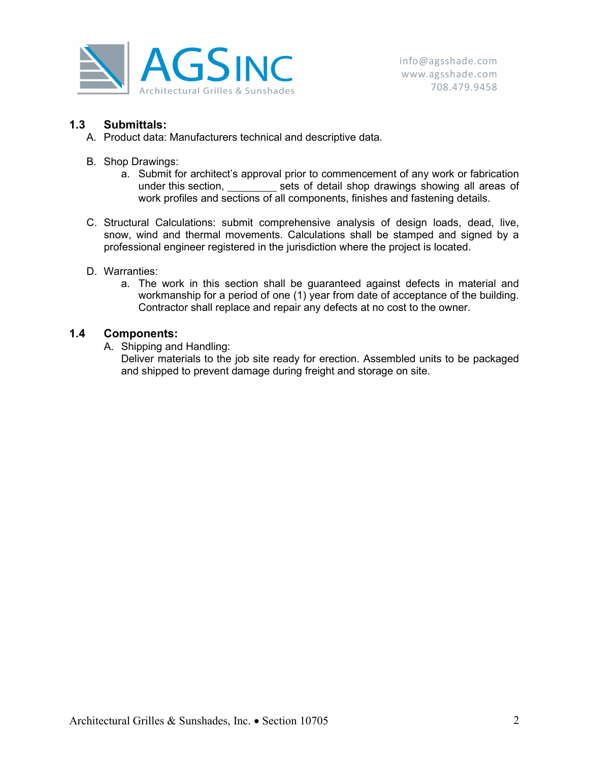## 1.3 Submittals:

A. Product data: Manufacturers technical and descriptive data.

B. Shop Drawings:

   a. Submit for architect's approval prior to commencement of any work or fabrication under this section, _________ sets of detail shop drawings showing all areas of work profiles and sections of all components, finishes and fastening details.

C. Structural Calculations: submit comprehensive analysis of design loads, dead, live, snow, wind and thermal movements. Calculations shall be stamped and signed by a professional engineer registered in the jurisdiction where the project is located.

D. Warranties:

   a. The work in this section shall be guaranteed against defects in material and workmanship for a period of one (1) year from date of acceptance of the building. Contractor shall replace and repair any defects at no cost to the owner.

## 1.4 Components:

A. Shipping and Handling:
   Deliver materials to the job site ready for erection. Assembled units to be packaged and shipped to prevent damage during freight and storage on site.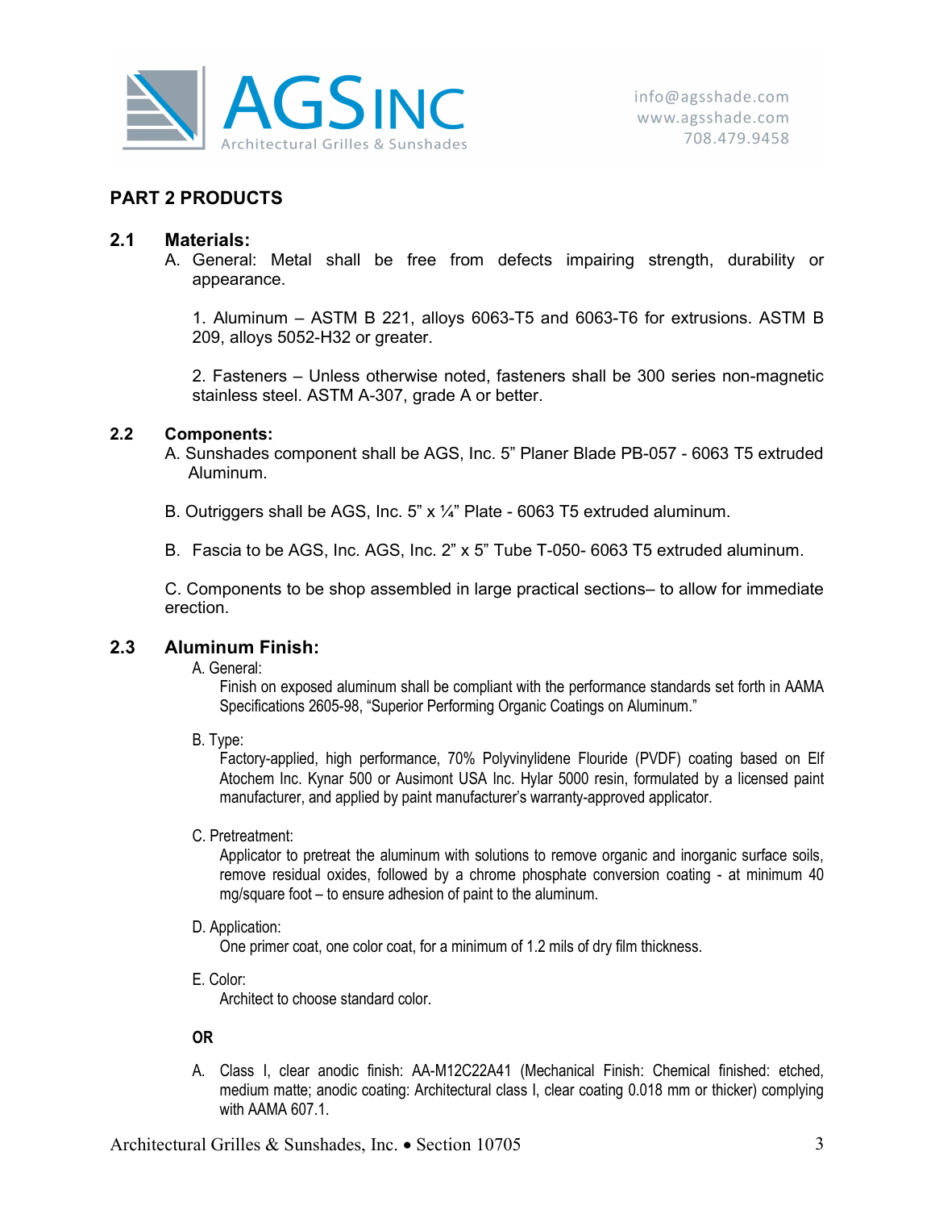## PART 2 PRODUCTS

### 2.1 Materials:

A. General: Metal shall be free from defects impairing strength, durability or appearance.

1. Aluminum – ASTM B 221, alloys 6063-T5 and 6063-T6 for extrusions. ASTM B 209, alloys 5052-H32 or greater.

2. Fasteners – Unless otherwise noted, fasteners shall be 300 series non-magnetic stainless steel. ASTM A-307, grade A or better.

### 2.2 Components:

A. Sunshades component shall be AGS, Inc. 5" Planer Blade PB-057 - 6063 T5 extruded Aluminum.

B. Outriggers shall be AGS, Inc. 5" x ¼" Plate - 6063 T5 extruded aluminum.

B. Fascia to be AGS, Inc. AGS, Inc. 2" x 5" Tube T-050- 6063 T5 extruded aluminum.

C. Components to be shop assembled in large practical sections– to allow for immediate erection.

### 2.3 Aluminum Finish:

A. General:
Finish on exposed aluminum shall be compliant with the performance standards set forth in AAMA Specifications 2605-98, "Superior Performing Organic Coatings on Aluminum."

B. Type:
Factory-applied, high performance, 70% Polyvinylidene Flouride (PVDF) coating based on Elf Atochem Inc. Kynar 500 or Ausimont USA Inc. Hylar 5000 resin, formulated by a licensed paint manufacturer, and applied by paint manufacturer's warranty-approved applicator.

C. Pretreatment:
Applicator to pretreat the aluminum with solutions to remove organic and inorganic surface soils, remove residual oxides, followed by a chrome phosphate conversion coating - at minimum 40 mg/square foot – to ensure adhesion of paint to the aluminum.

D. Application:
One primer coat, one color coat, for a minimum of 1.2 mils of dry film thickness.

E. Color:
Architect to choose standard color.

**OR**

A. Class I, clear anodic finish: AA-M12C22A41 (Mechanical Finish: Chemical finished: etched, medium matte; anodic coating: Architectural class I, clear coating 0.018 mm or thicker) complying with AAMA 607.1.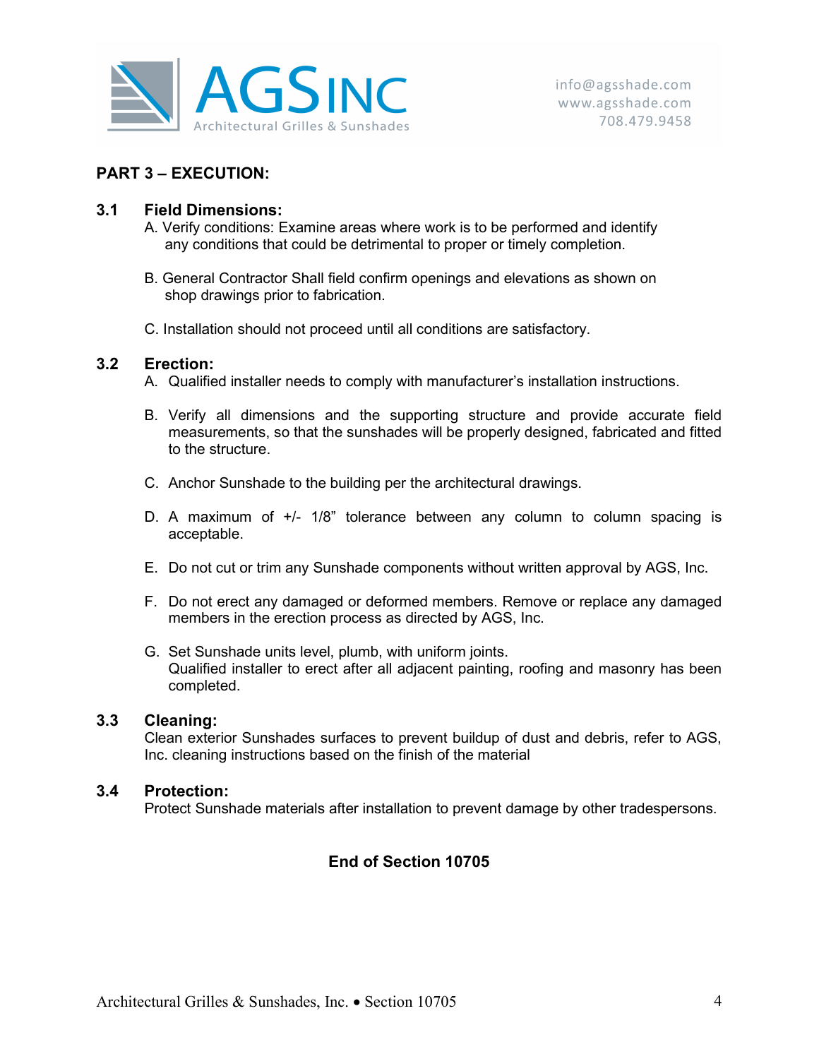## PART 3 – EXECUTION:

### 3.1 Field Dimensions:

A. Verify conditions: Examine areas where work is to be performed and identify any conditions that could be detrimental to proper or timely completion.

B. General Contractor Shall field confirm openings and elevations as shown on shop drawings prior to fabrication.

C. Installation should not proceed until all conditions are satisfactory.

### 3.2 Erection:

A. Qualified installer needs to comply with manufacturer's installation instructions.

B. Verify all dimensions and the supporting structure and provide accurate field measurements, so that the sunshades will be properly designed, fabricated and fitted to the structure.

C. Anchor Sunshade to the building per the architectural drawings.

D. A maximum of +/- 1/8" tolerance between any column to column spacing is acceptable.

E. Do not cut or trim any Sunshade components without written approval by AGS, Inc.

F. Do not erect any damaged or deformed members. Remove or replace any damaged members in the erection process as directed by AGS, Inc.

G. Set Sunshade units level, plumb, with uniform joints.
Qualified installer to erect after all adjacent painting, roofing and masonry has been completed.

### 3.3 Cleaning:

Clean exterior Sunshades surfaces to prevent buildup of dust and debris, refer to AGS, Inc. cleaning instructions based on the finish of the material

### 3.4 Protection:

Protect Sunshade materials after installation to prevent damage by other tradespersons.

**End of Section 10705**